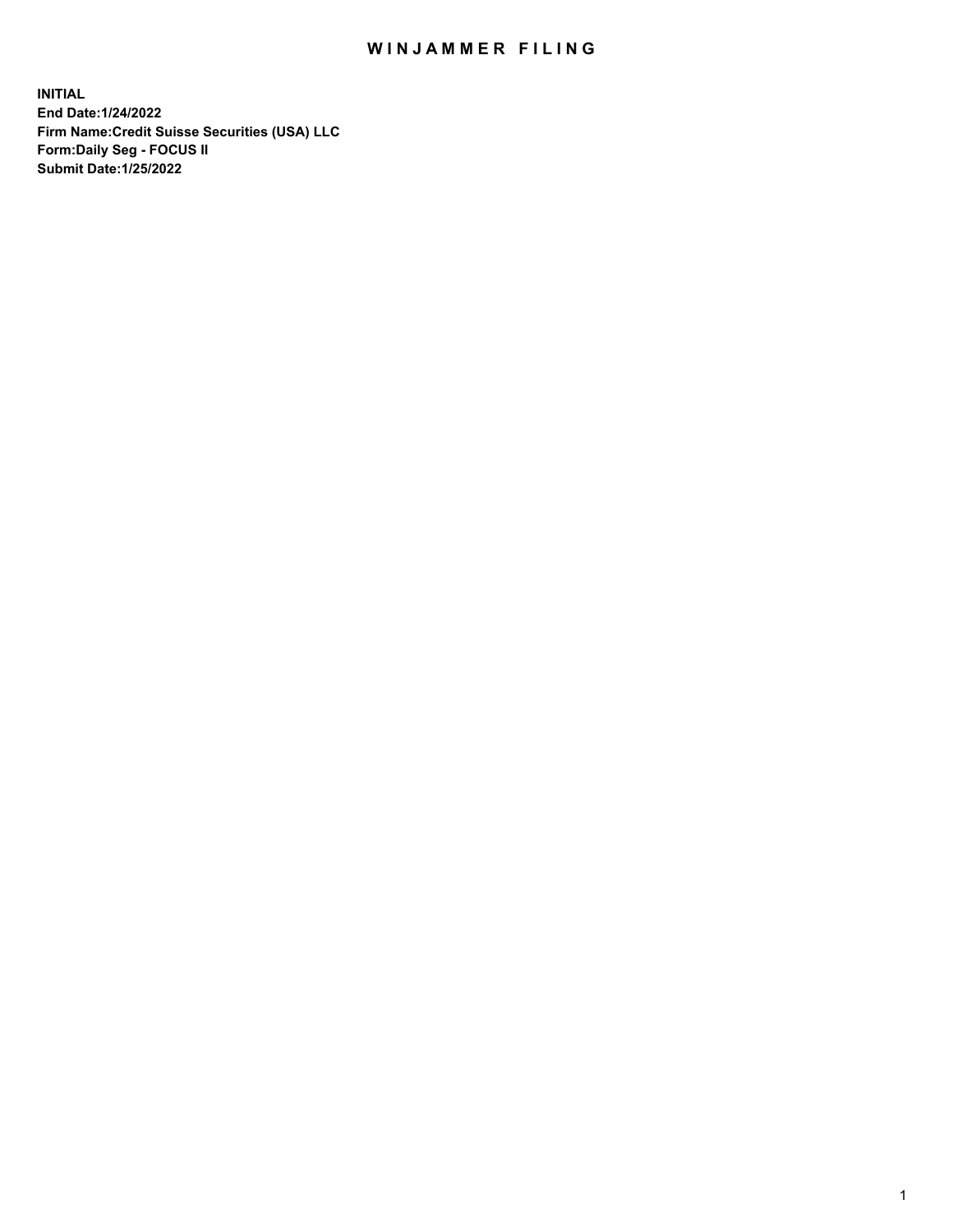# WINJAMMER FILING

**INITIAL**
**End Date:1/24/2022**
**Firm Name:Credit Suisse Securities (USA) LLC**
**Form:Daily Seg - FOCUS II**
**Submit Date:1/25/2022**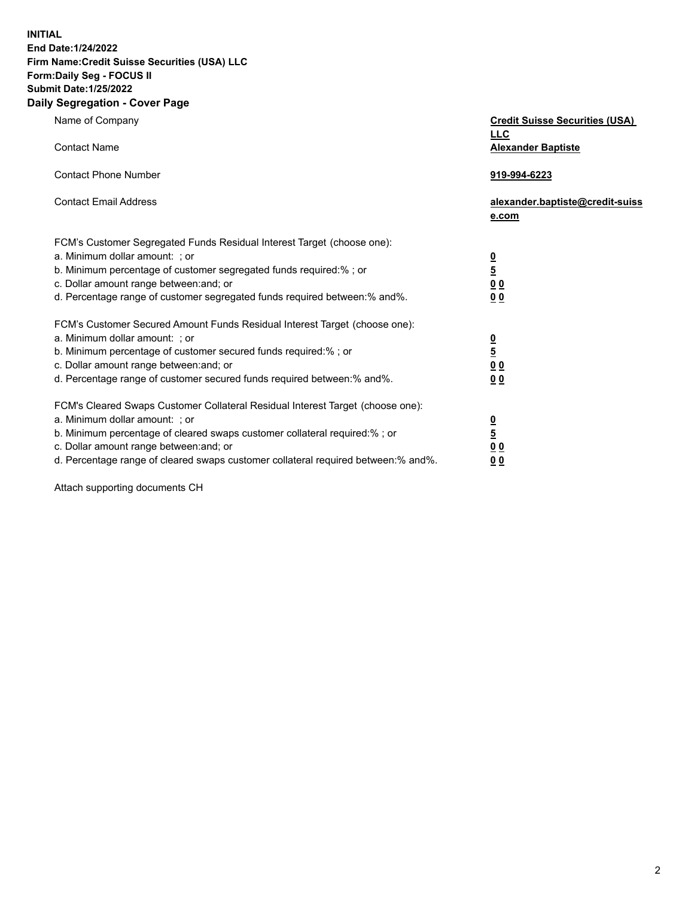**INITIAL**
**End Date:1/24/2022**
**Firm Name:Credit Suisse Securities (USA) LLC**
**Form:Daily Seg - FOCUS II**
**Submit Date:1/25/2022**

## Daily Segregation - Cover Page

| | |
|---|---|
| Name of Company | **Credit Suisse Securities (USA) LLC** |
| Contact Name | **Alexander Baptiste** |
| Contact Phone Number | **919-994-6223** |
| Contact Email Address | **alexander.baptiste@credit-suisse.com** |
| FCM's Customer Segregated Funds Residual Interest Target (choose one): | |
| a. Minimum dollar amount: ; or | **0** |
| b. Minimum percentage of customer segregated funds required:% ; or | **5** |
| c. Dollar amount range between:and; or | **0 0** |
| d. Percentage range of customer segregated funds required between:% and%. | **0 0** |
| FCM's Customer Secured Amount Funds Residual Interest Target (choose one): | |
| a. Minimum dollar amount: ; or | **0** |
| b. Minimum percentage of customer secured funds required:% ; or | **5** |
| c. Dollar amount range between:and; or | **0 0** |
| d. Percentage range of customer secured funds required between:% and%. | **0 0** |
| FCM's Cleared Swaps Customer Collateral Residual Interest Target (choose one): | |
| a. Minimum dollar amount: ; or | **0** |
| b. Minimum percentage of cleared swaps customer collateral required:% ; or | **5** |
| c. Dollar amount range between:and; or | **0 0** |
| d. Percentage range of cleared swaps customer collateral required between:% and%. | **0 0** |

Attach supporting documents CH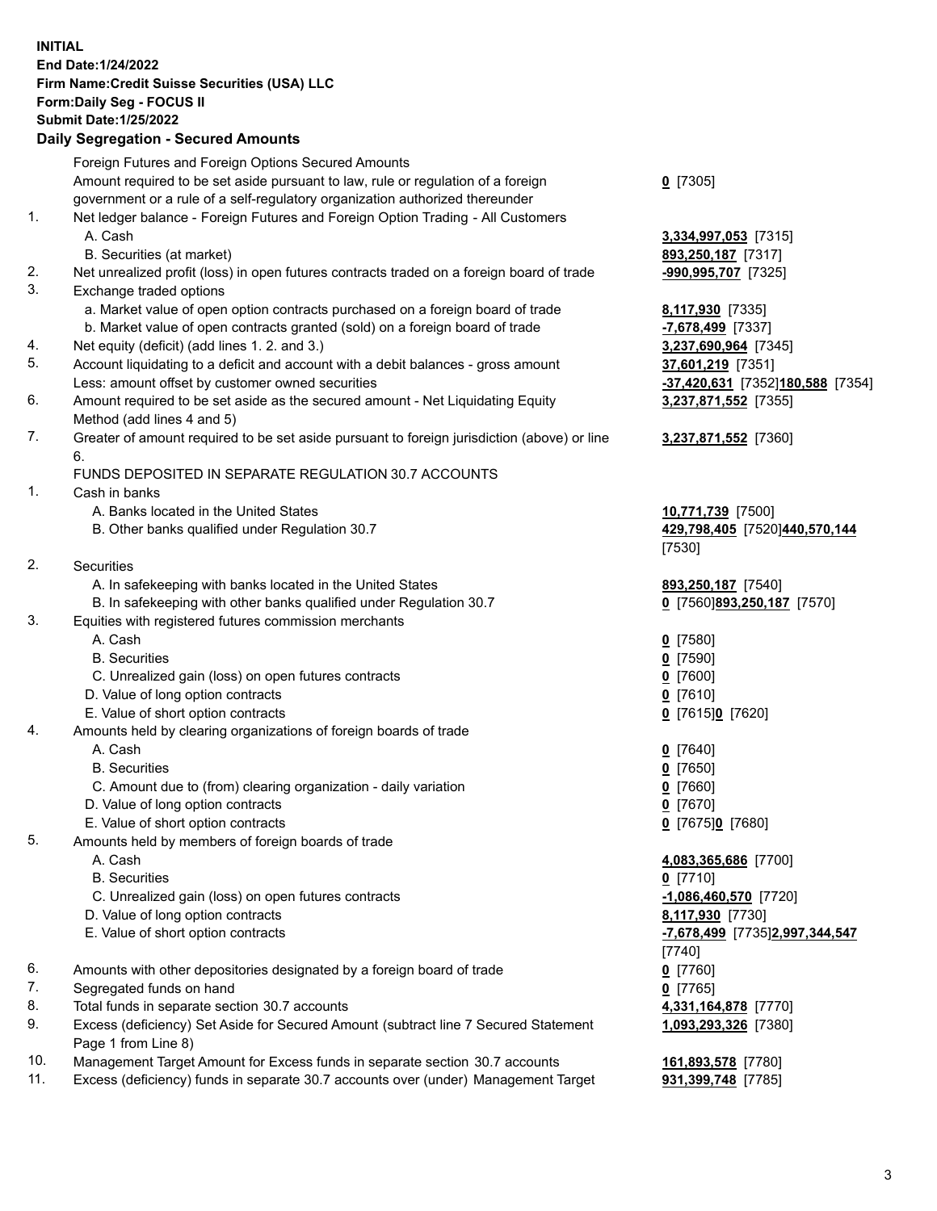**INITIAL**
**End Date:1/24/2022**
**Firm Name:Credit Suisse Securities (USA) LLC**
**Form:Daily Seg - FOCUS II**
**Submit Date:1/25/2022**

## Daily Segregation - Secured Amounts

| | | |
|---|---|---|
| | Foreign Futures and Foreign Options Secured Amounts | |
| | Amount required to be set aside pursuant to law, rule or regulation of a foreign government or a rule of a self-regulatory organization authorized thereunder | **0** [7305] |
| 1. | Net ledger balance - Foreign Futures and Foreign Option Trading - All Customers | |
| | A. Cash | **3,334,997,053** [7315] |
| | B. Securities (at market) | **893,250,187** [7317] |
| 2. | Net unrealized profit (loss) in open futures contracts traded on a foreign board of trade | **-990,995,707** [7325] |
| 3. | Exchange traded options | |
| | a. Market value of open option contracts purchased on a foreign board of trade | **8,117,930** [7335] |
| | b. Market value of open contracts granted (sold) on a foreign board of trade | **-7,678,499** [7337] |
| 4. | Net equity (deficit) (add lines 1. 2. and 3.) | **3,237,690,964** [7345] |
| 5. | Account liquidating to a deficit and account with a debit balances - gross amount | **37,601,219** [7351] |
| | Less: amount offset by customer owned securities | **-37,420,631** [7352]**180,588** [7354] |
| 6. | Amount required to be set aside as the secured amount - Net Liquidating Equity Method (add lines 4 and 5) | **3,237,871,552** [7355] |
| 7. | Greater of amount required to be set aside pursuant to foreign jurisdiction (above) or line 6. | **3,237,871,552** [7360] |
| | FUNDS DEPOSITED IN SEPARATE REGULATION 30.7 ACCOUNTS | |
| 1. | Cash in banks | |
| | A. Banks located in the United States | **10,771,739** [7500] |
| | B. Other banks qualified under Regulation 30.7 | **429,798,405** [7520]**440,570,144** [7530] |
| 2. | Securities | |
| | A. In safekeeping with banks located in the United States | **893,250,187** [7540] |
| | B. In safekeeping with other banks qualified under Regulation 30.7 | **0** [7560]**893,250,187** [7570] |
| 3. | Equities with registered futures commission merchants | |
| | A. Cash | **0** [7580] |
| | B. Securities | **0** [7590] |
| | C. Unrealized gain (loss) on open futures contracts | **0** [7600] |
| | D. Value of long option contracts | **0** [7610] |
| | E. Value of short option contracts | **0** [7615]**0** [7620] |
| 4. | Amounts held by clearing organizations of foreign boards of trade | |
| | A. Cash | **0** [7640] |
| | B. Securities | **0** [7650] |
| | C. Amount due to (from) clearing organization - daily variation | **0** [7660] |
| | D. Value of long option contracts | **0** [7670] |
| | E. Value of short option contracts | **0** [7675]**0** [7680] |
| 5. | Amounts held by members of foreign boards of trade | |
| | A. Cash | **4,083,365,686** [7700] |
| | B. Securities | **0** [7710] |
| | C. Unrealized gain (loss) on open futures contracts | **-1,086,460,570** [7720] |
| | D. Value of long option contracts | **8,117,930** [7730] |
| | E. Value of short option contracts | **-7,678,499** [7735]**2,997,344,547** [7740] |
| 6. | Amounts with other depositories designated by a foreign board of trade | **0** [7760] |
| 7. | Segregated funds on hand | **0** [7765] |
| 8. | Total funds in separate section 30.7 accounts | **4,331,164,878** [7770] |
| 9. | Excess (deficiency) Set Aside for Secured Amount (subtract line 7 Secured Statement Page 1 from Line 8) | **1,093,293,326** [7380] |
| 10. | Management Target Amount for Excess funds in separate section 30.7 accounts | **161,893,578** [7780] |
| 11. | Excess (deficiency) funds in separate 30.7 accounts over (under) Management Target | **931,399,748** [7785] |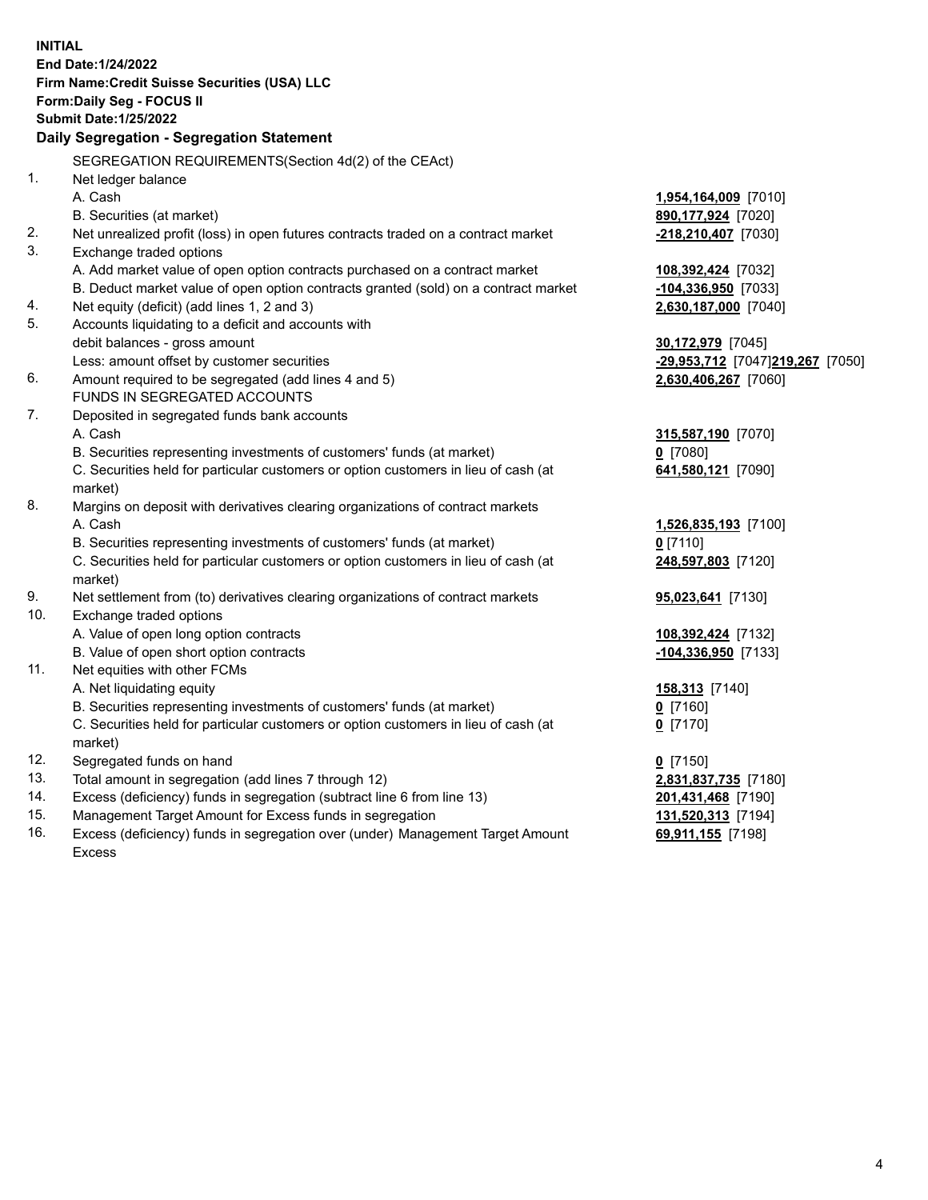**INITIAL**
**End Date:1/24/2022**
**Firm Name:Credit Suisse Securities (USA) LLC**
**Form:Daily Seg - FOCUS II**
**Submit Date:1/25/2022**

### Daily Segregation - Segregation Statement

SEGREGATION REQUIREMENTS(Section 4d(2) of the CEAct)

| | | |
|---|---|---|
| 1. | Net ledger balance | |
| | A. Cash | **1,954,164,009** [7010] |
| | B. Securities (at market) | **890,177,924** [7020] |
| 2. | Net unrealized profit (loss) in open futures contracts traded on a contract market | **-218,210,407** [7030] |
| 3. | Exchange traded options | |
| | A. Add market value of open option contracts purchased on a contract market | **108,392,424** [7032] |
| | B. Deduct market value of open option contracts granted (sold) on a contract market | **-104,336,950** [7033] |
| 4. | Net equity (deficit) (add lines 1, 2 and 3) | **2,630,187,000** [7040] |
| 5. | Accounts liquidating to a deficit and accounts with debit balances - gross amount | **30,172,979** [7045] |
| | Less: amount offset by customer securities | **-29,953,712** [7047]**219,267** [7050] |
| 6. | Amount required to be segregated (add lines 4 and 5) | **2,630,406,267** [7060] |
| | FUNDS IN SEGREGATED ACCOUNTS | |
| 7. | Deposited in segregated funds bank accounts | |
| | A. Cash | **315,587,190** [7070] |
| | B. Securities representing investments of customers' funds (at market) | **0** [7080] |
| | C. Securities held for particular customers or option customers in lieu of cash (at market) | **641,580,121** [7090] |
| 8. | Margins on deposit with derivatives clearing organizations of contract markets | |
| | A. Cash | **1,526,835,193** [7100] |
| | B. Securities representing investments of customers' funds (at market) | **0** [7110] |
| | C. Securities held for particular customers or option customers in lieu of cash (at market) | **248,597,803** [7120] |
| 9. | Net settlement from (to) derivatives clearing organizations of contract markets | **95,023,641** [7130] |
| 10. | Exchange traded options | |
| | A. Value of open long option contracts | **108,392,424** [7132] |
| | B. Value of open short option contracts | **-104,336,950** [7133] |
| 11. | Net equities with other FCMs | |
| | A. Net liquidating equity | **158,313** [7140] |
| | B. Securities representing investments of customers' funds (at market) | **0** [7160] |
| | C. Securities held for particular customers or option customers in lieu of cash (at market) | **0** [7170] |
| 12. | Segregated funds on hand | **0** [7150] |
| 13. | Total amount in segregation (add lines 7 through 12) | **2,831,837,735** [7180] |
| 14. | Excess (deficiency) funds in segregation (subtract line 6 from line 13) | **201,431,468** [7190] |
| 15. | Management Target Amount for Excess funds in segregation | **131,520,313** [7194] |
| 16. | Excess (deficiency) funds in segregation over (under) Management Target Amount Excess | **69,911,155** [7198] |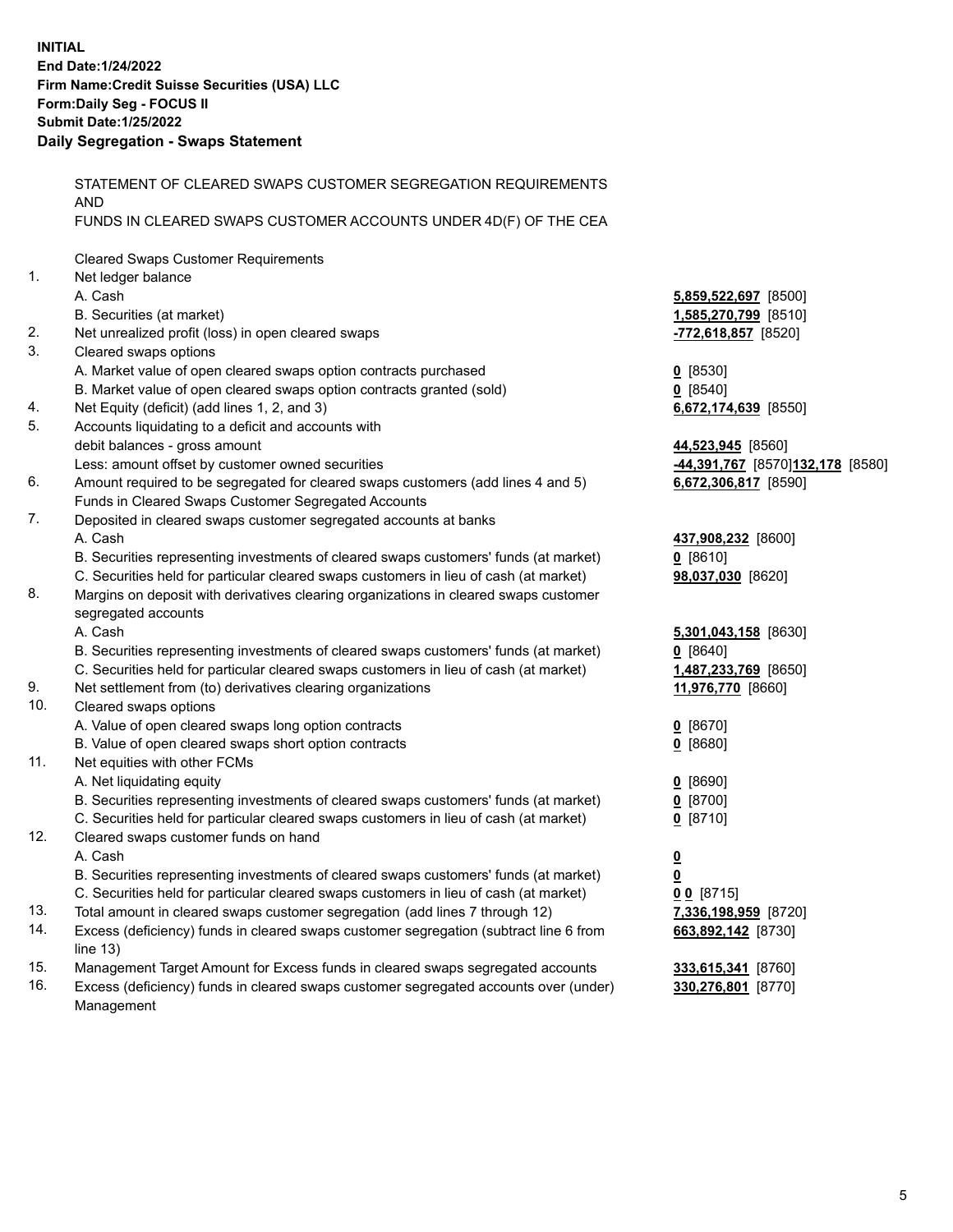**INITIAL**
**End Date:1/24/2022**
**Firm Name:Credit Suisse Securities (USA) LLC**
**Form:Daily Seg - FOCUS II**
**Submit Date:1/25/2022**
**Daily Segregation - Swaps Statement**

STATEMENT OF CLEARED SWAPS CUSTOMER SEGREGATION REQUIREMENTS AND
FUNDS IN CLEARED SWAPS CUSTOMER ACCOUNTS UNDER 4D(F) OF THE CEA

| | | |
|---|---|---|
| | Cleared Swaps Customer Requirements | |
| 1. | Net ledger balance | |
| | A. Cash | **5,859,522,697** [8500] |
| | B. Securities (at market) | **1,585,270,799** [8510] |
| 2. | Net unrealized profit (loss) in open cleared swaps | **-772,618,857** [8520] |
| 3. | Cleared swaps options | |
| | A. Market value of open cleared swaps option contracts purchased | **0** [8530] |
| | B. Market value of open cleared swaps option contracts granted (sold) | **0** [8540] |
| 4. | Net Equity (deficit) (add lines 1, 2, and 3) | **6,672,174,639** [8550] |
| 5. | Accounts liquidating to a deficit and accounts with | |
| | debit balances - gross amount | **44,523,945** [8560] |
| | Less: amount offset by customer owned securities | **-44,391,767** [8570]**132,178** [8580] |
| 6. | Amount required to be segregated for cleared swaps customers (add lines 4 and 5) | **6,672,306,817** [8590] |
| | Funds in Cleared Swaps Customer Segregated Accounts | |
| 7. | Deposited in cleared swaps customer segregated accounts at banks | |
| | A. Cash | **437,908,232** [8600] |
| | B. Securities representing investments of cleared swaps customers' funds (at market) | **0** [8610] |
| | C. Securities held for particular cleared swaps customers in lieu of cash (at market) | **98,037,030** [8620] |
| 8. | Margins on deposit with derivatives clearing organizations in cleared swaps customer segregated accounts | |
| | A. Cash | **5,301,043,158** [8630] |
| | B. Securities representing investments of cleared swaps customers' funds (at market) | **0** [8640] |
| | C. Securities held for particular cleared swaps customers in lieu of cash (at market) | **1,487,233,769** [8650] |
| 9. | Net settlement from (to) derivatives clearing organizations | **11,976,770** [8660] |
| 10. | Cleared swaps options | |
| | A. Value of open cleared swaps long option contracts | **0** [8670] |
| | B. Value of open cleared swaps short option contracts | **0** [8680] |
| 11. | Net equities with other FCMs | |
| | A. Net liquidating equity | **0** [8690] |
| | B. Securities representing investments of cleared swaps customers' funds (at market) | **0** [8700] |
| | C. Securities held for particular cleared swaps customers in lieu of cash (at market) | **0** [8710] |
| 12. | Cleared swaps customer funds on hand | |
| | A. Cash | **0** |
| | B. Securities representing investments of cleared swaps customers' funds (at market) | **0** |
| | C. Securities held for particular cleared swaps customers in lieu of cash (at market) | **0** **0** [8715] |
| 13. | Total amount in cleared swaps customer segregation (add lines 7 through 12) | **7,336,198,959** [8720] |
| 14. | Excess (deficiency) funds in cleared swaps customer segregation (subtract line 6 from line 13) | **663,892,142** [8730] |
| 15. | Management Target Amount for Excess funds in cleared swaps segregated accounts | **333,615,341** [8760] |
| 16. | Excess (deficiency) funds in cleared swaps customer segregated accounts over (under) Management | **330,276,801** [8770] |